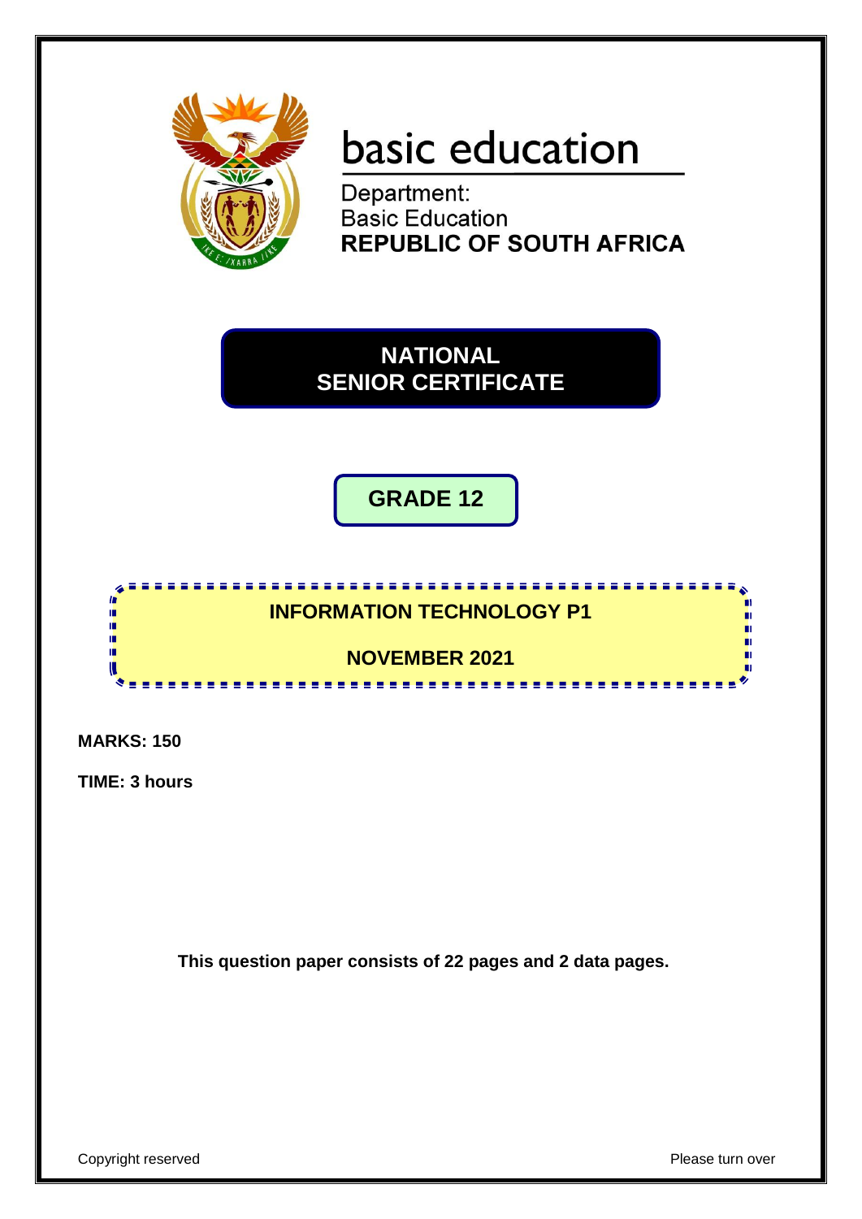basic education

Department:
Basic Education
**REPUBLIC OF SOUTH AFRICA**

# NATIONAL SENIOR CERTIFICATE

## GRADE 12

## INFORMATION TECHNOLOGY P1

## NOVEMBER 2021

**MARKS: 150**

**TIME: 3 hours**

**This question paper consists of 22 pages and 2 data pages.**

Copyright reserved

Please turn over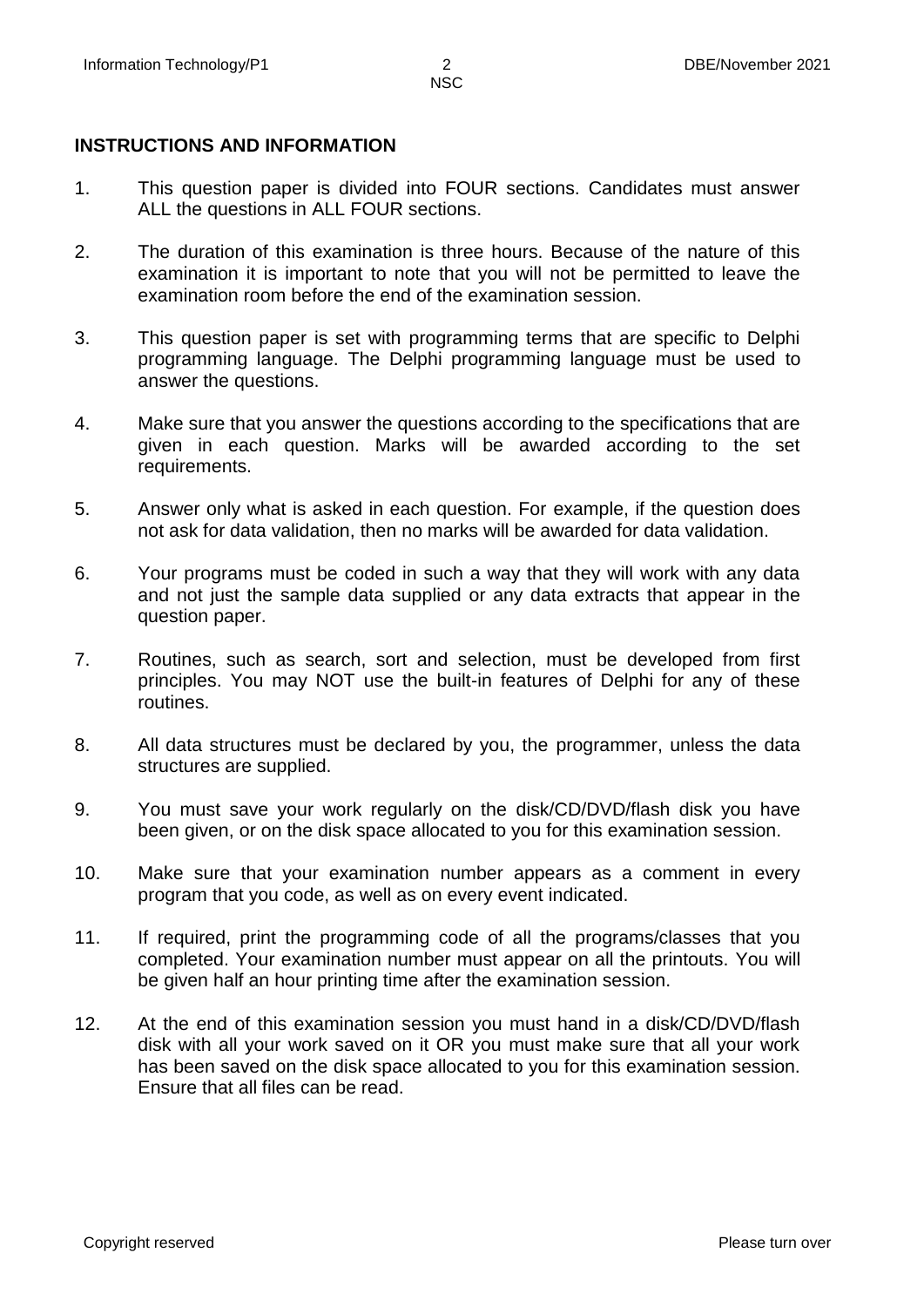**INSTRUCTIONS AND INFORMATION**

1. This question paper is divided into FOUR sections. Candidates must answer ALL the questions in ALL FOUR sections.

2. The duration of this examination is three hours. Because of the nature of this examination it is important to note that you will not be permitted to leave the examination room before the end of the examination session.

3. This question paper is set with programming terms that are specific to Delphi programming language. The Delphi programming language must be used to answer the questions.

4. Make sure that you answer the questions according to the specifications that are given in each question. Marks will be awarded according to the set requirements.

5. Answer only what is asked in each question. For example, if the question does not ask for data validation, then no marks will be awarded for data validation.

6. Your programs must be coded in such a way that they will work with any data and not just the sample data supplied or any data extracts that appear in the question paper.

7. Routines, such as search, sort and selection, must be developed from first principles. You may NOT use the built-in features of Delphi for any of these routines.

8. All data structures must be declared by you, the programmer, unless the data structures are supplied.

9. You must save your work regularly on the disk/CD/DVD/flash disk you have been given, or on the disk space allocated to you for this examination session.

10. Make sure that your examination number appears as a comment in every program that you code, as well as on every event indicated.

11. If required, print the programming code of all the programs/classes that you completed. Your examination number must appear on all the printouts. You will be given half an hour printing time after the examination session.

12. At the end of this examination session you must hand in a disk/CD/DVD/flash disk with all your work saved on it OR you must make sure that all your work has been saved on the disk space allocated to you for this examination session. Ensure that all files can be read.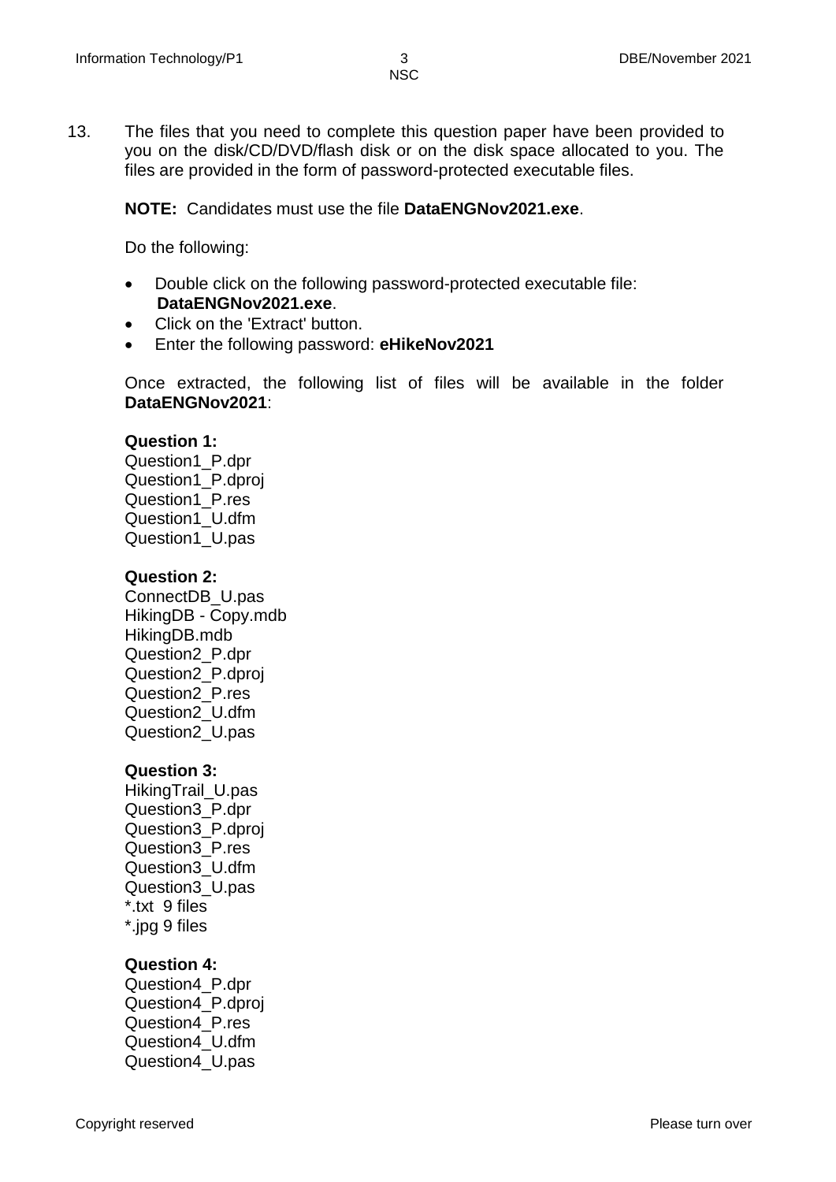13. The files that you need to complete this question paper have been provided to you on the disk/CD/DVD/flash disk or on the disk space allocated to you. The files are provided in the form of password-protected executable files.

    **NOTE:** Candidates must use the file **DataENGNov2021.exe**.

    Do the following:

    - Double click on the following password-protected executable file: **DataENGNov2021.exe**.
    - Click on the 'Extract' button.
    - Enter the following password: **eHikeNov2021**

    Once extracted, the following list of files will be available in the folder **DataENGNov2021**:

    **Question 1:**
    Question1_P.dpr
    Question1_P.dproj
    Question1_P.res
    Question1_U.dfm
    Question1_U.pas

    **Question 2:**
    ConnectDB_U.pas
    HikingDB - Copy.mdb
    HikingDB.mdb
    Question2_P.dpr
    Question2_P.dproj
    Question2_P.res
    Question2_U.dfm
    Question2_U.pas

    **Question 3:**
    HikingTrail_U.pas
    Question3_P.dpr
    Question3_P.dproj
    Question3_P.res
    Question3_U.dfm
    Question3_U.pas
    *.txt 9 files
    *.jpg 9 files

    **Question 4:**
    Question4_P.dpr
    Question4_P.dproj
    Question4_P.res
    Question4_U.dfm
    Question4_U.pas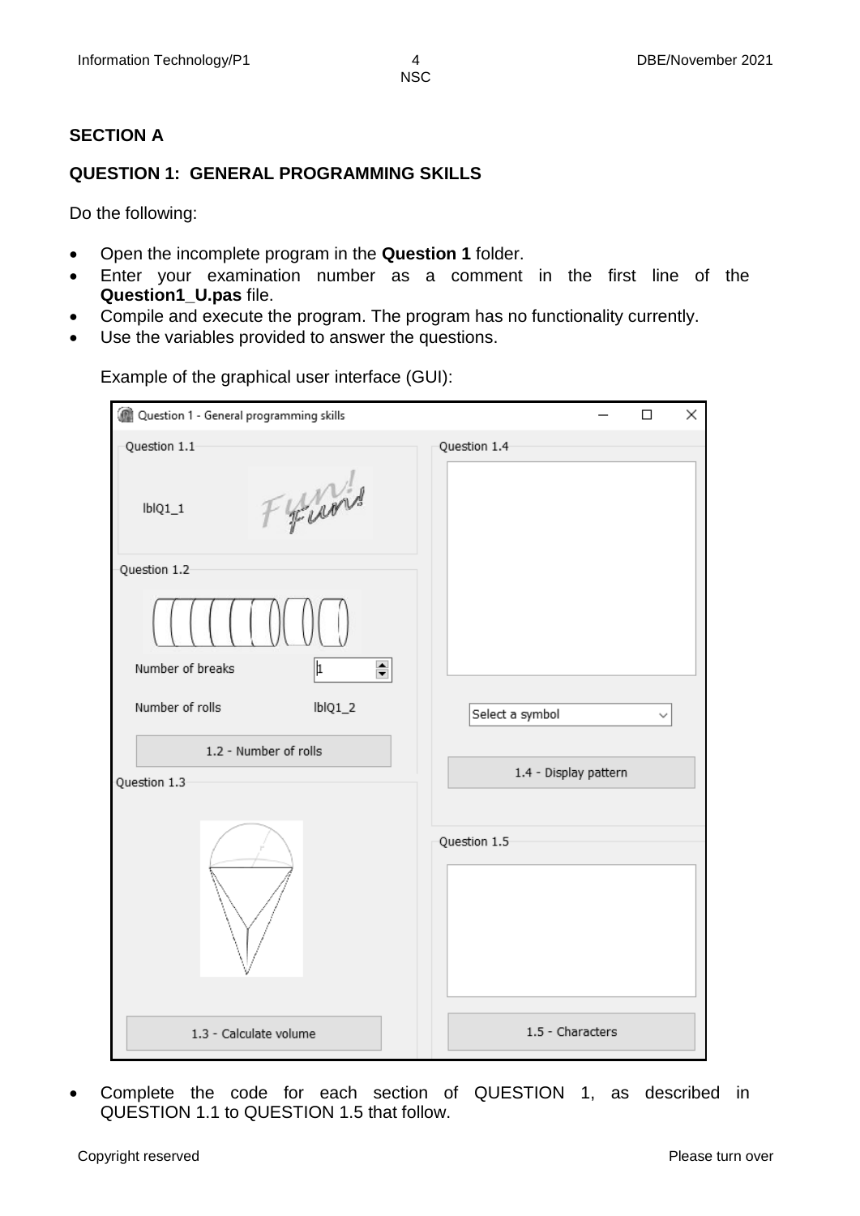## SECTION A

## QUESTION 1: GENERAL PROGRAMMING SKILLS

Do the following:

- Open the incomplete program in the **Question 1** folder.
- Enter your examination number as a comment in the first line of the **Question1_U.pas** file.
- Compile and execute the program. The program has no functionality currently.
- Use the variables provided to answer the questions.

Example of the graphical user interface (GUI):

- Complete the code for each section of QUESTION 1, as described in QUESTION 1.1 to QUESTION 1.5 that follow.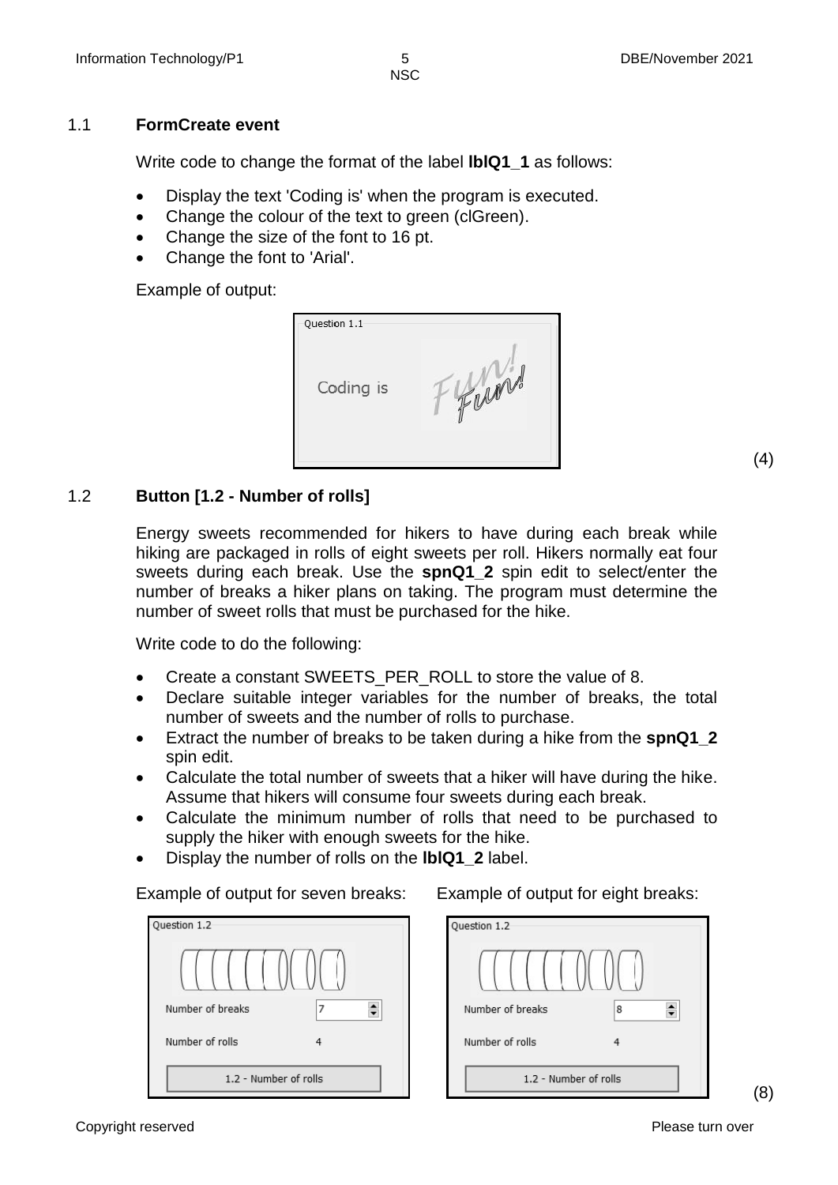### 1.1 FormCreate event

Write code to change the format of the label **lblQ1_1** as follows:

- Display the text 'Coding is' when the program is executed.
- Change the colour of the text to green (clGreen).
- Change the size of the font to 16 pt.
- Change the font to 'Arial'.

Example of output:

Question 1.1

Coding is

(4)

### 1.2 Button [1.2 - Number of rolls]

Energy sweets recommended for hikers to have during each break while hiking are packaged in rolls of eight sweets per roll. Hikers normally eat four sweets during each break. Use the **spnQ1_2** spin edit to select/enter the number of breaks a hiker plans on taking. The program must determine the number of sweet rolls that must be purchased for the hike.

Write code to do the following:

- Create a constant SWEETS_PER_ROLL to store the value of 8.
- Declare suitable integer variables for the number of breaks, the total number of sweets and the number of rolls to purchase.
- Extract the number of breaks to be taken during a hike from the **spnQ1_2** spin edit.
- Calculate the total number of sweets that a hiker will have during the hike. Assume that hikers will consume four sweets during each break.
- Calculate the minimum number of rolls that need to be purchased to supply the hiker with enough sweets for the hike.
- Display the number of rolls on the **lblQ1_2** label.

Example of output for seven breaks:

Question 1.2

Number of breaks: 7

Number of rolls: 4

1.2 - Number of rolls

Example of output for eight breaks:

Question 1.2

Number of breaks: 8

Number of rolls: 4

1.2 - Number of rolls

(8)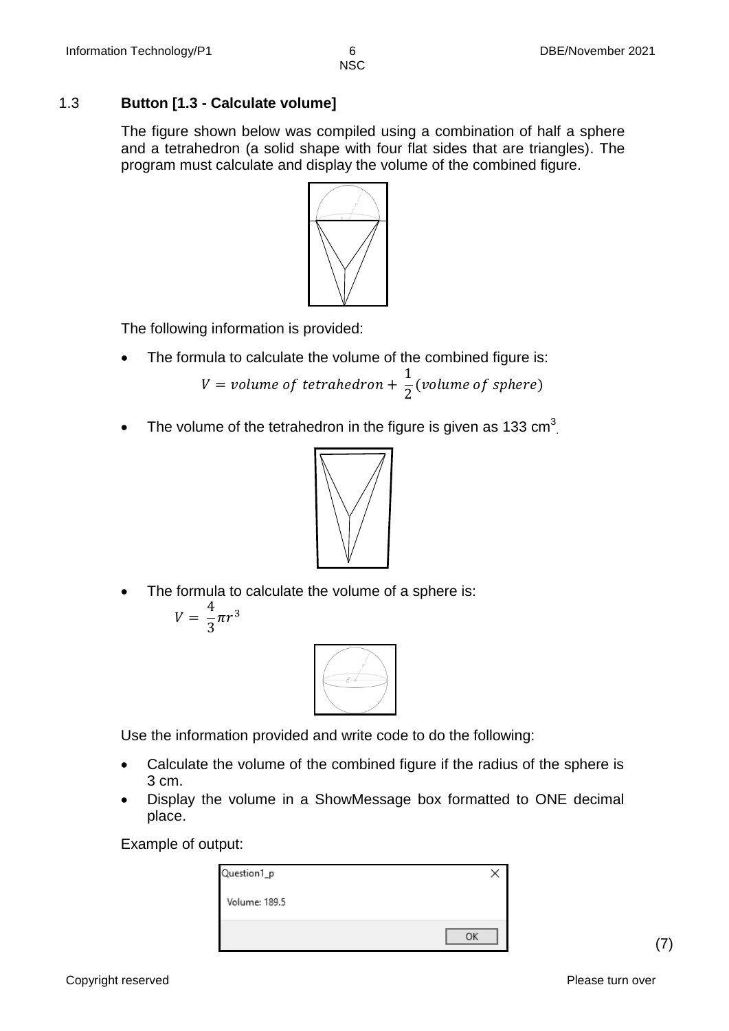### 1.3 Button [1.3 - Calculate volume]

The figure shown below was compiled using a combination of half a sphere and a tetrahedron (a solid shape with four flat sides that are triangles). The program must calculate and display the volume of the combined figure.

The following information is provided:

- The formula to calculate the volume of the combined figure is:

$$V = volume\ of\ tetrahedron + \frac{1}{2}(volume\ of\ sphere)$$

- The volume of the tetrahedron in the figure is given as 133 $cm^3$.

- The formula to calculate the volume of a sphere is:

$$V = \frac{4}{3}\pi r^3$$

Use the information provided and write code to do the following:

- Calculate the volume of the combined figure if the radius of the sphere is 3 cm.
- Display the volume in a ShowMessage box formatted to ONE decimal place.

Example of output:

```
Question1_p

Volume: 189.5

                OK
```

(7)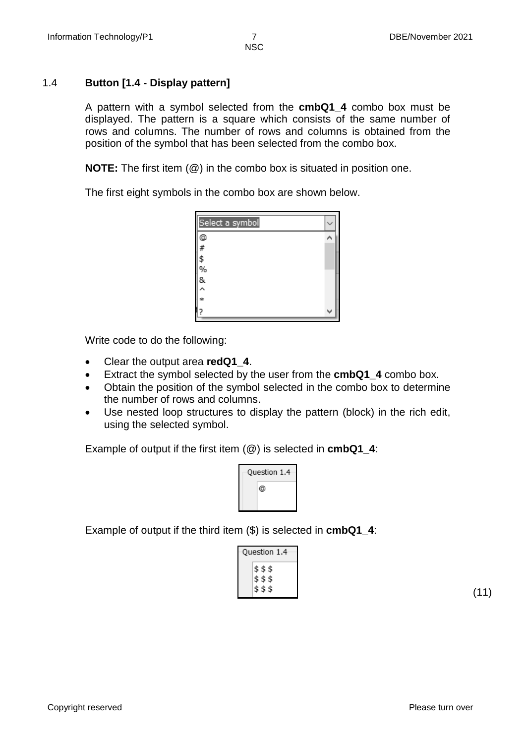## 1.4 **Button [1.4 - Display pattern]**

A pattern with a symbol selected from the **cmbQ1_4** combo box must be displayed. The pattern is a square which consists of the same number of rows and columns. The number of rows and columns is obtained from the position of the symbol that has been selected from the combo box.

**NOTE:** The first item (@) in the combo box is situated in position one.

The first eight symbols in the combo box are shown below.

```
Select a symbol
@
#
$
%
&
^
*
?
```

Write code to do the following:

- Clear the output area **redQ1_4**.
- Extract the symbol selected by the user from the **cmbQ1_4** combo box.
- Obtain the position of the symbol selected in the combo box to determine the number of rows and columns.
- Use nested loop structures to display the pattern (block) in the rich edit, using the selected symbol.

Example of output if the first item (@) is selected in **cmbQ1_4**:

```
Question 1.4
@
```

Example of output if the third item ($) is selected in **cmbQ1_4**:

```
Question 1.4
$ $ $
$ $ $
$ $ $
```

(11)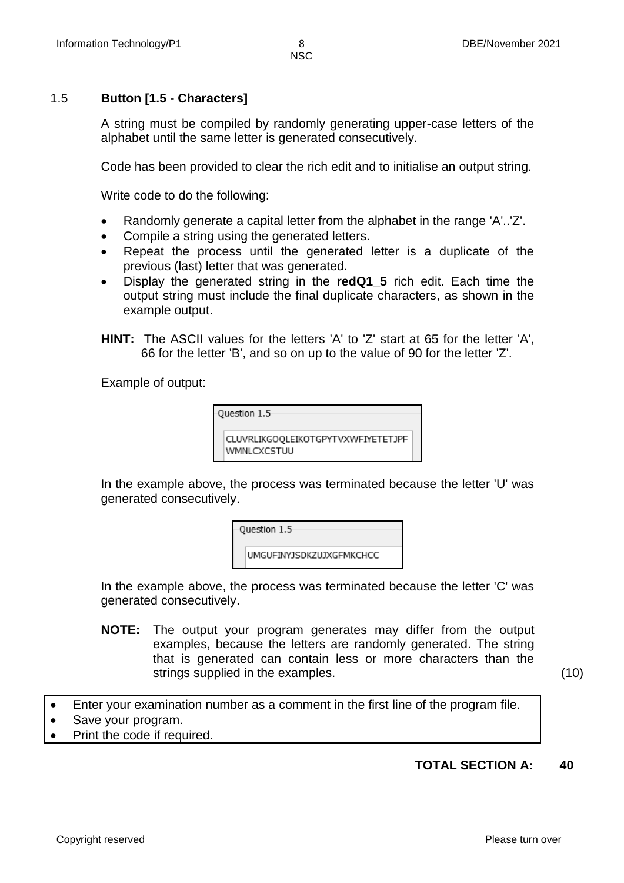### 1.5 **Button [1.5 - Characters]**

A string must be compiled by randomly generating upper-case letters of the alphabet until the same letter is generated consecutively.

Code has been provided to clear the rich edit and to initialise an output string.

Write code to do the following:

- Randomly generate a capital letter from the alphabet in the range 'A'..'Z'.
- Compile a string using the generated letters.
- Repeat the process until the generated letter is a duplicate of the previous (last) letter that was generated.
- Display the generated string in the **redQ1_5** rich edit. Each time the output string must include the final duplicate characters, as shown in the example output.

**HINT:** The ASCII values for the letters 'A' to 'Z' start at 65 for the letter 'A', 66 for the letter 'B', and so on up to the value of 90 for the letter 'Z'.

Example of output:

```
Question 1.5

CLUVRLIKGOQLEIKOTGPYTVXWFIYETETJPF
WMNLCXCSTUU
```

In the example above, the process was terminated because the letter 'U' was generated consecutively.

```
Question 1.5

UMGUFINYJSDKZUJXGFMKCHCC
```

In the example above, the process was terminated because the letter 'C' was generated consecutively.

**NOTE:** The output your program generates may differ from the output examples, because the letters are randomly generated. The string that is generated can contain less or more characters than the strings supplied in the examples. (10)

- Enter your examination number as a comment in the first line of the program file.
- Save your program.
- Print the code if required.

**TOTAL SECTION A: 40**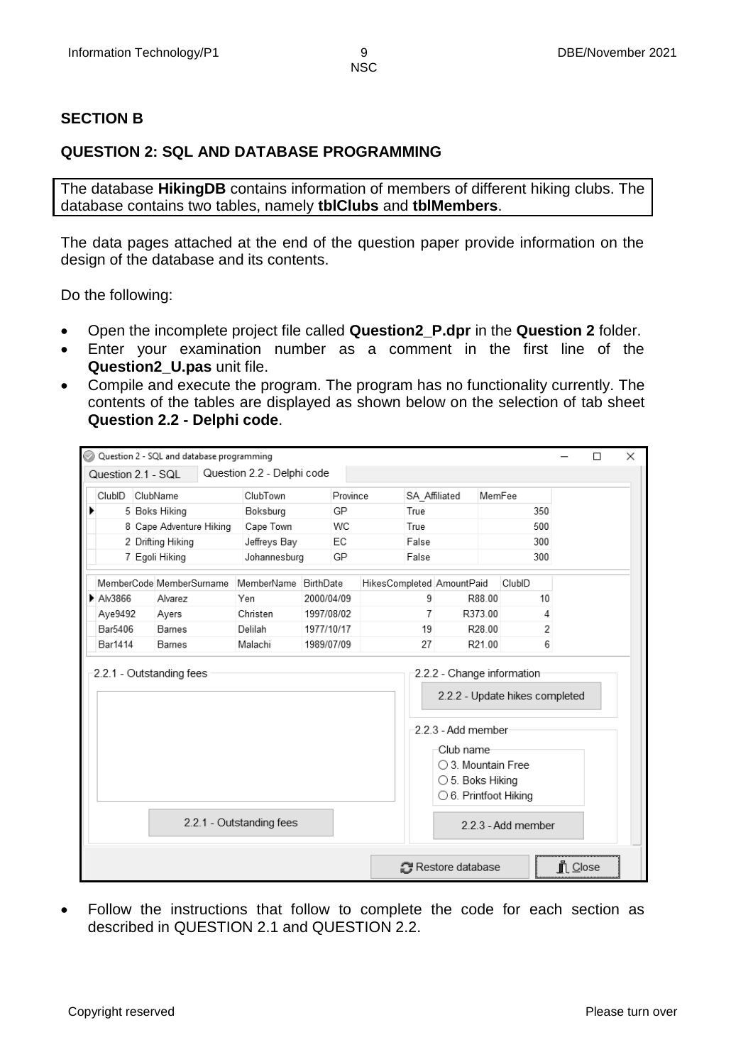## SECTION B

### QUESTION 2: SQL AND DATABASE PROGRAMMING

The database **HikingDB** contains information of members of different hiking clubs. The database contains two tables, namely **tblClubs** and **tblMembers**.

The data pages attached at the end of the question paper provide information on the design of the database and its contents.

Do the following:

- Open the incomplete project file called **Question2_P.dpr** in the **Question 2** folder.
- Enter your examination number as a comment in the first line of the **Question2_U.pas** unit file.
- Compile and execute the program. The program has no functionality currently. The contents of the tables are displayed as shown below on the selection of tab sheet **Question 2.2 - Delphi code**.

Question 2 - SQL and database programming

Question 2.1 - SQL | Question 2.2 - Delphi code

| ClubID | ClubName | ClubTown | Province | SA_Affiliated | MemFee |
|---|---|---|---|---|---|
| 5 | Boks Hiking | Boksburg | GP | True | 350 |
| 8 | Cape Adventure Hiking | Cape Town | WC | True | 500 |
| 2 | Drifting Hiking | Jeffreys Bay | EC | False | 300 |
| 7 | Egoli Hiking | Johannesburg | GP | False | 300 |

| MemberCode | MemberSurname | MemberName | BirthDate | HikesCompleted | AmountPaid | ClubID |
|---|---|---|---|---|---|---|
| Alv3866 | Alvarez | Yen | 2000/04/09 | 9 | R88.00 | 10 |
| Aye9492 | Ayers | Christen | 1997/08/02 | 7 | R373.00 | 4 |
| Bar5406 | Barnes | Delilah | 1977/10/17 | 19 | R28.00 | 2 |
| Bar1414 | Barnes | Malachi | 1989/07/09 | 27 | R21.00 | 6 |

2.2.1 - Outstanding fees

[2.2.1 - Outstanding fees]

2.2.2 - Change information

[2.2.2 - Update hikes completed]

2.2.3 - Add member

Club name
- 3. Mountain Free
- 5. Boks Hiking
- 6. Printfoot Hiking

[2.2.3 - Add member]

[Restore database] [Close]

- Follow the instructions that follow to complete the code for each section as described in QUESTION 2.1 and QUESTION 2.2.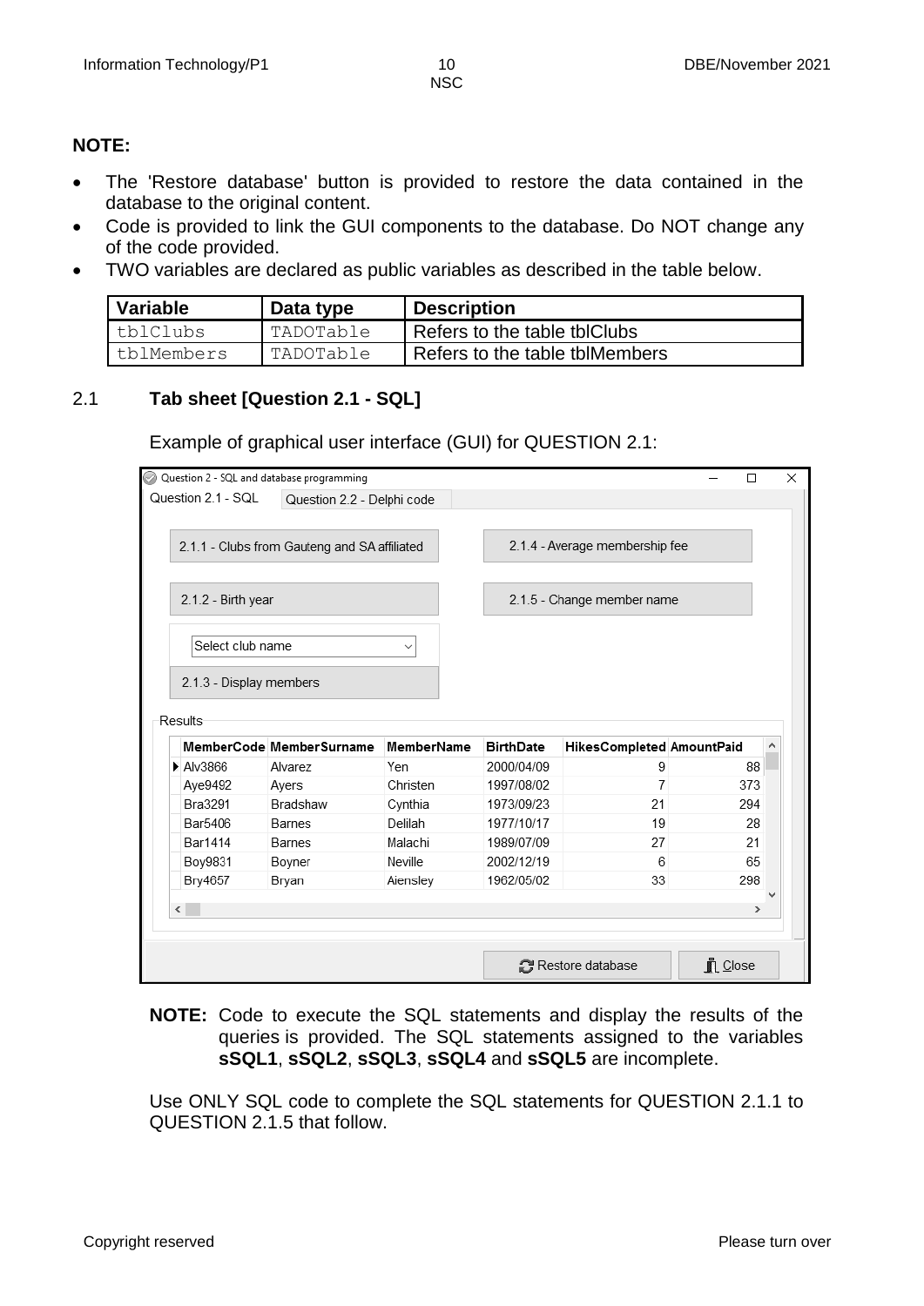**NOTE:**

- The 'Restore database' button is provided to restore the data contained in the database to the original content.
- Code is provided to link the GUI components to the database. Do NOT change any of the code provided.
- TWO variables are declared as public variables as described in the table below.

| Variable | Data type | Description |
|---|---|---|
| tblClubs | TADOTable | Refers to the table tblClubs |
| tblMembers | TADOTable | Refers to the table tblMembers |

## 2.1 Tab sheet [Question 2.1 - SQL]

Example of graphical user interface (GUI) for QUESTION 2.1:

Question 2 - SQL and database programming

Question 2.1 - SQL | Question 2.2 - Delphi code

2.1.1 - Clubs from Gauteng and SA affiliated

2.1.4 - Average membership fee

2.1.2 - Birth year

2.1.5 - Change member name

Select club name

2.1.3 - Display members

Results

| MemberCode | MemberSurname | MemberName | BirthDate | HikesCompleted | AmountPaid |
|---|---|---|---|---|---|
| Alv3866 | Alvarez | Yen | 2000/04/09 | 9 | 88 |
| Aye9492 | Ayers | Christen | 1997/08/02 | 7 | 373 |
| Bra3291 | Bradshaw | Cynthia | 1973/09/23 | 21 | 294 |
| Bar5406 | Barnes | Delilah | 1977/10/17 | 19 | 28 |
| Bar1414 | Barnes | Malachi | 1989/07/09 | 27 | 21 |
| Boy9831 | Boyner | Neville | 2002/12/19 | 6 | 65 |
| Bry4657 | Bryan | Aiensley | 1962/05/02 | 33 | 298 |

Restore database | Close

**NOTE:** Code to execute the SQL statements and display the results of the queries is provided. The SQL statements assigned to the variables **sSQL1**, **sSQL2**, **sSQL3**, **sSQL4** and **sSQL5** are incomplete.

Use ONLY SQL code to complete the SQL statements for QUESTION 2.1.1 to QUESTION 2.1.5 that follow.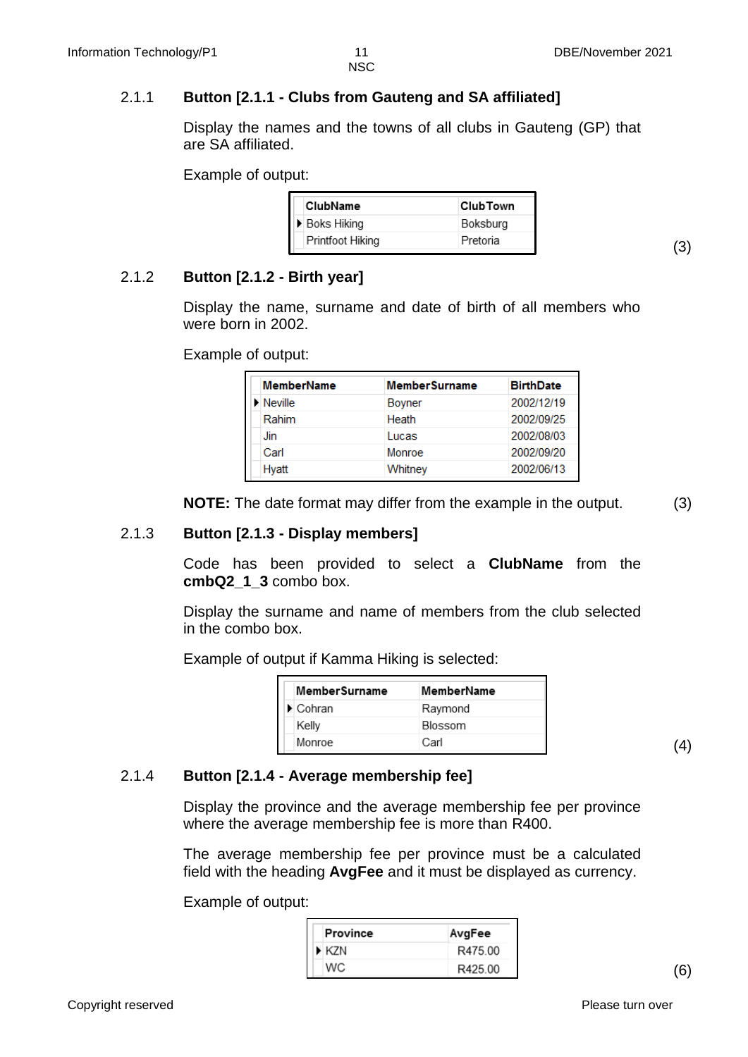2.1.1 **Button [2.1.1 - Clubs from Gauteng and SA affiliated]**

Display the names and the towns of all clubs in Gauteng (GP) that are SA affiliated.

Example of output:

| ClubName | ClubTown |
|---|---|
| Boks Hiking | Boksburg |
| Printfoot Hiking | Pretoria |

(3)

2.1.2 **Button [2.1.2 - Birth year]**

Display the name, surname and date of birth of all members who were born in 2002.

Example of output:

| MemberName | MemberSurname | BirthDate |
|---|---|---|
| Neville | Boyner | 2002/12/19 |
| Rahim | Heath | 2002/09/25 |
| Jin | Lucas | 2002/08/03 |
| Carl | Monroe | 2002/09/20 |
| Hyatt | Whitney | 2002/06/13 |

**NOTE:** The date format may differ from the example in the output. (3)

2.1.3 **Button [2.1.3 - Display members]**

Code has been provided to select a **ClubName** from the **cmbQ2_1_3** combo box.

Display the surname and name of members from the club selected in the combo box.

Example of output if Kamma Hiking is selected:

| MemberSurname | MemberName |
|---|---|
| Cohran | Raymond |
| Kelly | Blossom |
| Monroe | Carl |

(4)

2.1.4 **Button [2.1.4 - Average membership fee]**

Display the province and the average membership fee per province where the average membership fee is more than R400.

The average membership fee per province must be a calculated field with the heading **AvgFee** and it must be displayed as currency.

Example of output:

| Province | AvgFee |
|---|---|
| KZN | R475.00 |
| WC | R425.00 |

(6)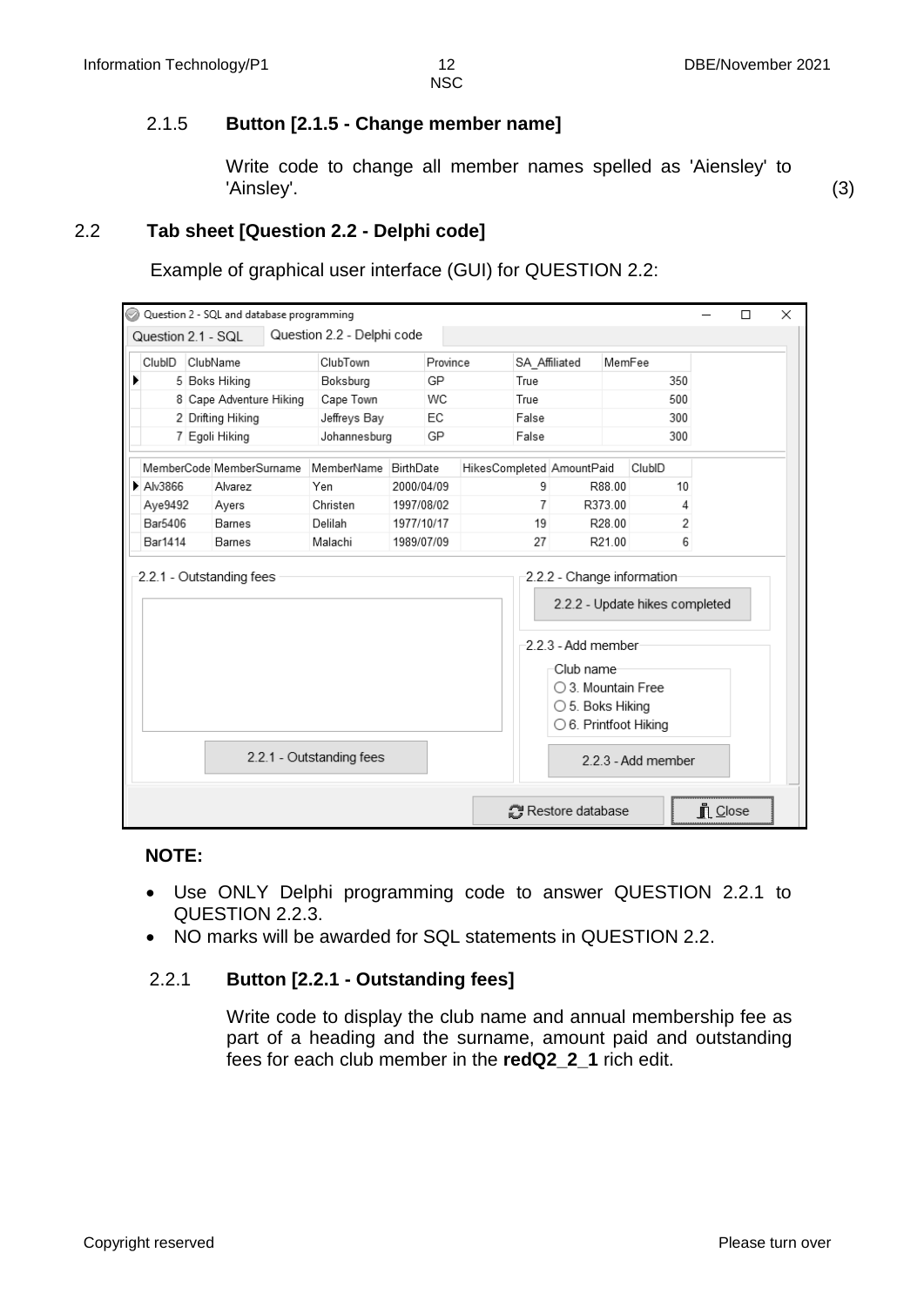### 2.1.5 **Button [2.1.5 - Change member name]**

Write code to change all member names spelled as 'Aiensley' to 'Ainsley'. (3)

## 2.2 **Tab sheet [Question 2.2 - Delphi code]**

Example of graphical user interface (GUI) for QUESTION 2.2:

Question 2 - SQL and database programming

Question 2.1 - SQL | Question 2.2 - Delphi code

| ClubID | ClubName | ClubTown | Province | SA_Affiliated | MemFee |
|---|---|---|---|---|---|
| 5 | Boks Hiking | Boksburg | GP | True | 350 |
| 8 | Cape Adventure Hiking | Cape Town | WC | True | 500 |
| 2 | Drifting Hiking | Jeffreys Bay | EC | False | 300 |
| 7 | Egoli Hiking | Johannesburg | GP | False | 300 |

| MemberCode | MemberSurname | MemberName | BirthDate | HikesCompleted | AmountPaid | ClubID |
|---|---|---|---|---|---|---|
| Alv3866 | Alvarez | Yen | 2000/04/09 | 9 | R88.00 | 10 |
| Aye9492 | Ayers | Christen | 1997/08/02 | 7 | R373.00 | 4 |
| Bar5406 | Barnes | Delilah | 1977/10/17 | 19 | R28.00 | 2 |
| Bar1414 | Barnes | Malachi | 1989/07/09 | 27 | R21.00 | 6 |

2.2.1 - Outstanding fees

[2.2.1 - Outstanding fees]

2.2.2 - Change information

[2.2.2 - Update hikes completed]

2.2.3 - Add member

Club name
- 3. Mountain Free
- 5. Boks Hiking
- 6. Printfoot Hiking

[2.2.3 - Add member]

[Restore database] [Close]

**NOTE:**

- Use ONLY Delphi programming code to answer QUESTION 2.2.1 to QUESTION 2.2.3.
- NO marks will be awarded for SQL statements in QUESTION 2.2.

### 2.2.1 **Button [2.2.1 - Outstanding fees]**

Write code to display the club name and annual membership fee as part of a heading and the surname, amount paid and outstanding fees for each club member in the **redQ2_2_1** rich edit.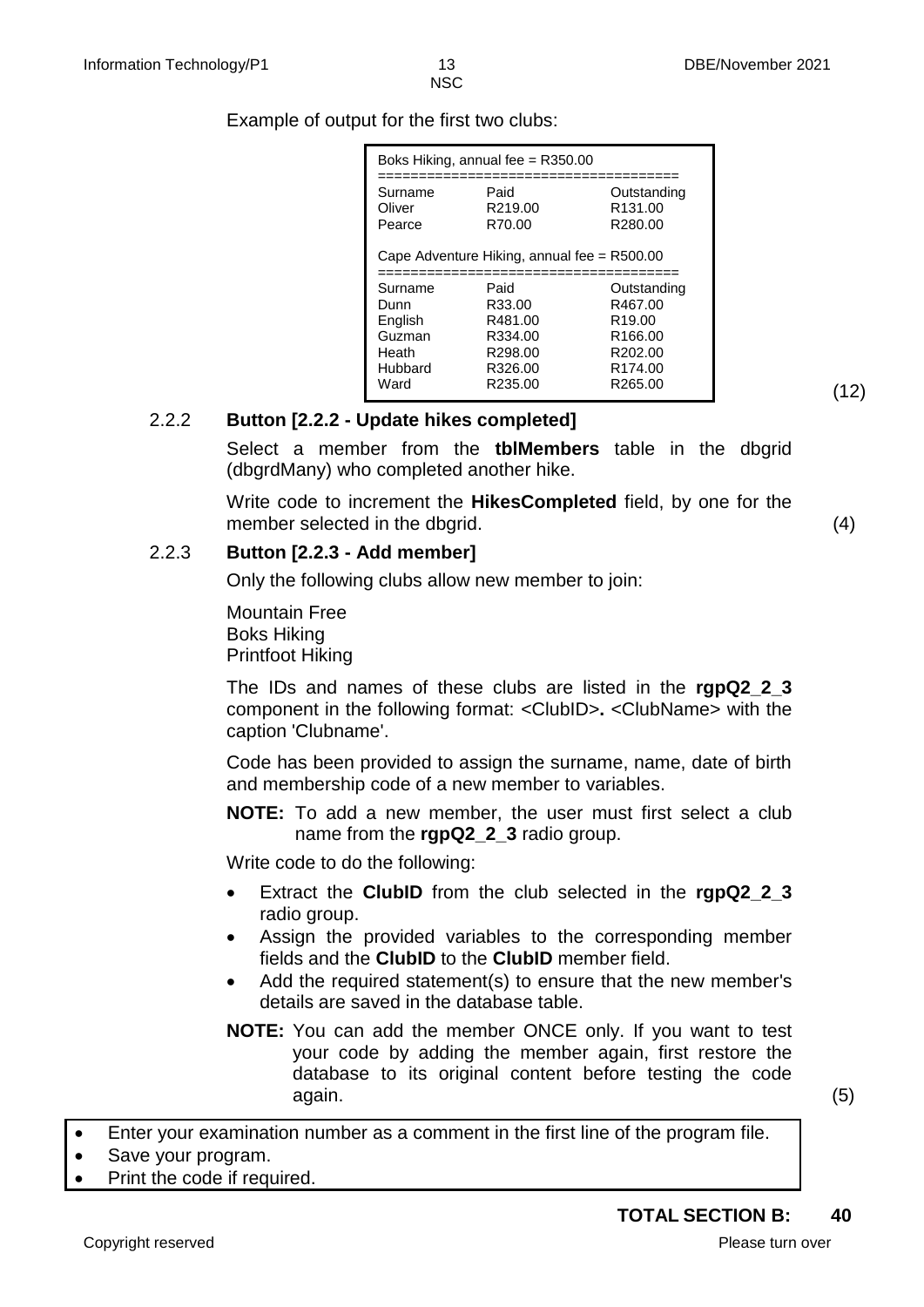Example of output for the first two clubs:

```
Boks Hiking, annual fee = R350.00
=====================================
Surname     Paid        Outstanding
Oliver      R219.00     R131.00
Pearce      R70.00      R280.00

Cape Adventure Hiking, annual fee = R500.00
=====================================
Surname     Paid        Outstanding
Dunn        R33.00      R467.00
English     R481.00     R19.00
Guzman      R334.00     R166.00
Heath       R298.00     R202.00
Hubbard     R326.00     R174.00
Ward        R235.00     R265.00
```

(12)

2.2.2 **Button [2.2.2 - Update hikes completed]**

Select a member from the **tblMembers** table in the dbgrid (dbgrdMany) who completed another hike.

Write code to increment the **HikesCompleted** field, by one for the member selected in the dbgrid. (4)

2.2.3 **Button [2.2.3 - Add member]**

Only the following clubs allow new member to join:

Mountain Free
Boks Hiking
Printfoot Hiking

The IDs and names of these clubs are listed in the **rgpQ2_2_3** component in the following format: <ClubID>**.** <ClubName> with the caption 'Clubname'.

Code has been provided to assign the surname, name, date of birth and membership code of a new member to variables.

**NOTE:** To add a new member, the user must first select a club name from the **rgpQ2_2_3** radio group.

Write code to do the following:

- Extract the **ClubID** from the club selected in the **rgpQ2_2_3** radio group.
- Assign the provided variables to the corresponding member fields and the **ClubID** to the **ClubID** member field.
- Add the required statement(s) to ensure that the new member's details are saved in the database table.

**NOTE:** You can add the member ONCE only. If you want to test your code by adding the member again, first restore the database to its original content before testing the code again. (5)

- Enter your examination number as a comment in the first line of the program file.
- Save your program.
- Print the code if required.

**TOTAL SECTION B: 40**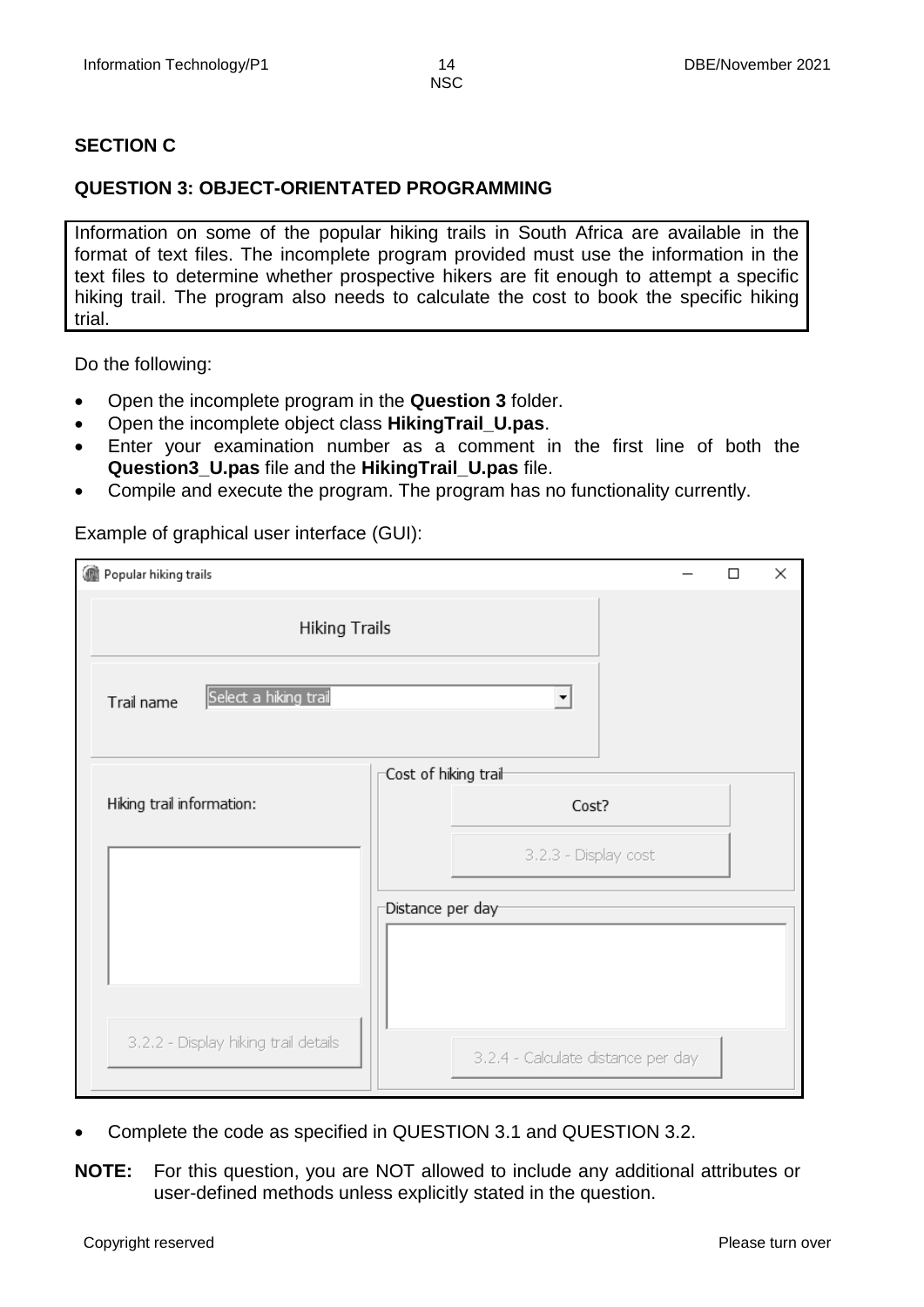## SECTION C

### QUESTION 3: OBJECT-ORIENTATED PROGRAMMING

Information on some of the popular hiking trails in South Africa are available in the format of text files. The incomplete program provided must use the information in the text files to determine whether prospective hikers are fit enough to attempt a specific hiking trail. The program also needs to calculate the cost to book the specific hiking trial.

Do the following:

- Open the incomplete program in the **Question 3** folder.
- Open the incomplete object class **HikingTrail_U.pas**.
- Enter your examination number as a comment in the first line of both the **Question3_U.pas** file and the **HikingTrail_U.pas** file.
- Compile and execute the program. The program has no functionality currently.

Example of graphical user interface (GUI):

Popular hiking trails

Hiking Trails

Trail name [Select a hiking trail]

Hiking trail information:

Cost of hiking trail

Cost?

3.2.3 - Display cost

Distance per day

3.2.2 - Display hiking trail details

3.2.4 - Calculate distance per day

- Complete the code as specified in QUESTION 3.1 and QUESTION 3.2.

**NOTE:** For this question, you are NOT allowed to include any additional attributes or user-defined methods unless explicitly stated in the question.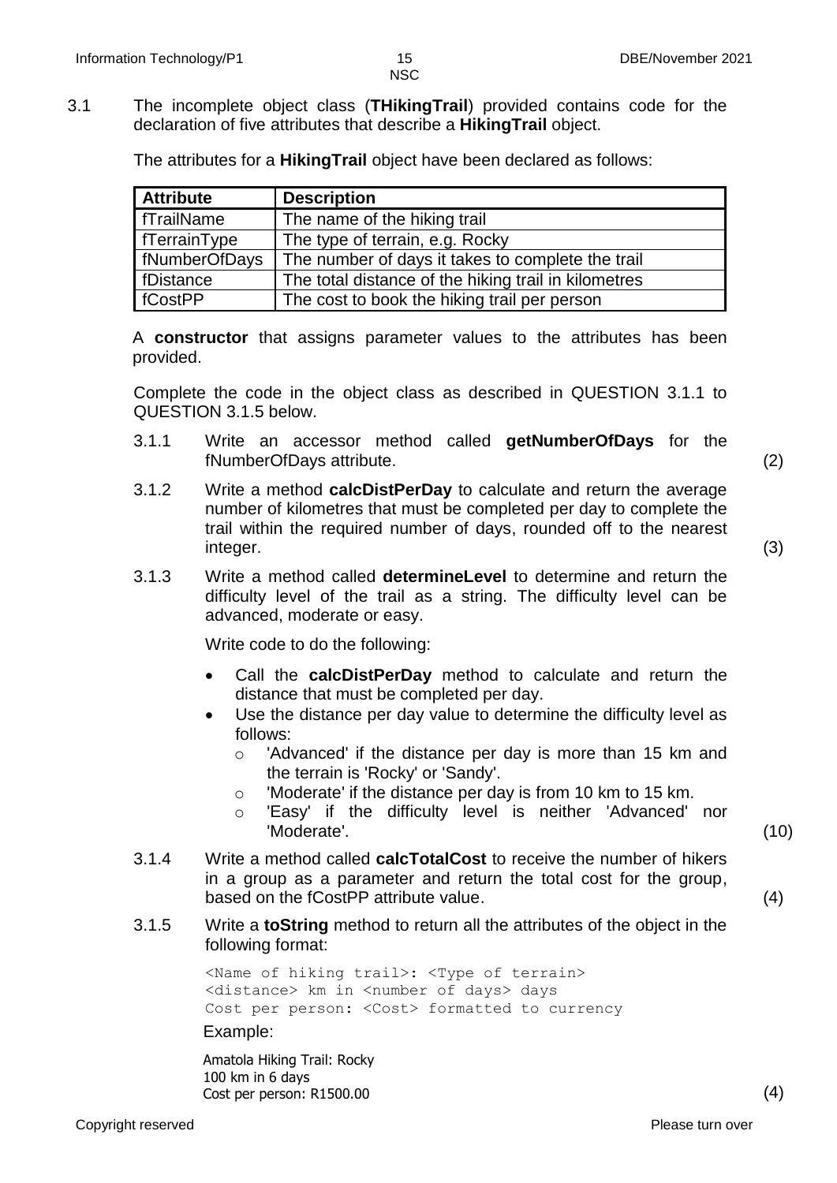3.1 The incomplete object class (**THikingTrail**) provided contains code for the declaration of five attributes that describe a **HikingTrail** object.

The attributes for a **HikingTrail** object have been declared as follows:

| Attribute | Description |
| --- | --- |
| fTrailName | The name of the hiking trail |
| fTerrainType | The type of terrain, e.g. Rocky |
| fNumberOfDays | The number of days it takes to complete the trail |
| fDistance | The total distance of the hiking trail in kilometres |
| fCostPP | The cost to book the hiking trail per person |

A **constructor** that assigns parameter values to the attributes has been provided.

Complete the code in the object class as described in QUESTION 3.1.1 to QUESTION 3.1.5 below.

3.1.1 Write an accessor method called **getNumberOfDays** for the fNumberOfDays attribute. (2)

3.1.2 Write a method **calcDistPerDay** to calculate and return the average number of kilometres that must be completed per day to complete the trail within the required number of days, rounded off to the nearest integer. (3)

3.1.3 Write a method called **determineLevel** to determine and return the difficulty level of the trail as a string. The difficulty level can be advanced, moderate or easy.

Write code to do the following:

- Call the **calcDistPerDay** method to calculate and return the distance that must be completed per day.
- Use the distance per day value to determine the difficulty level as follows:
  - 'Advanced' if the distance per day is more than 15 km and the terrain is 'Rocky' or 'Sandy'.
  - 'Moderate' if the distance per day is from 10 km to 15 km.
  - 'Easy' if the difficulty level is neither 'Advanced' nor 'Moderate'.

(10)

3.1.4 Write a method called **calcTotalCost** to receive the number of hikers in a group as a parameter and return the total cost for the group, based on the fCostPP attribute value. (4)

3.1.5 Write a **toString** method to return all the attributes of the object in the following format:

```
<Name of hiking trail>: <Type of terrain>
<distance> km in <number of days> days
Cost per person: <Cost> formatted to currency
```

Example:

```
Amatola Hiking Trail: Rocky
100 km in 6 days
Cost per person: R1500.00
```

(4)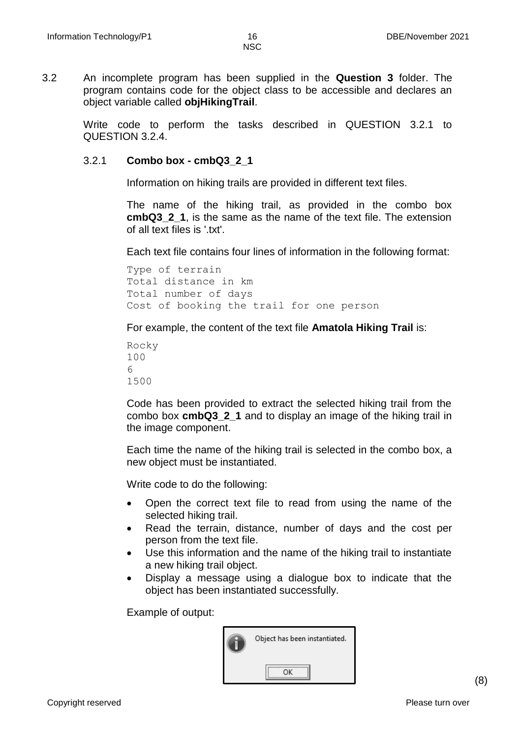3.2 An incomplete program has been supplied in the **Question 3** folder. The program contains code for the object class to be accessible and declares an object variable called **objHikingTrail**.

Write code to perform the tasks described in QUESTION 3.2.1 to QUESTION 3.2.4.

3.2.1 **Combo box - cmbQ3_2_1**

Information on hiking trails are provided in different text files.

The name of the hiking trail, as provided in the combo box **cmbQ3_2_1**, is the same as the name of the text file. The extension of all text files is '.txt'.

Each text file contains four lines of information in the following format:

```
Type of terrain
Total distance in km
Total number of days
Cost of booking the trail for one person
```

For example, the content of the text file **Amatola Hiking Trail** is:

```
Rocky
100
6
1500
```

Code has been provided to extract the selected hiking trail from the combo box **cmbQ3_2_1** and to display an image of the hiking trail in the image component.

Each time the name of the hiking trail is selected in the combo box, a new object must be instantiated.

Write code to do the following:

- Open the correct text file to read from using the name of the selected hiking trail.
- Read the terrain, distance, number of days and the cost per person from the text file.
- Use this information and the name of the hiking trail to instantiate a new hiking trail object.
- Display a message using a dialogue box to indicate that the object has been instantiated successfully.

Example of output:

Object has been instantiated.

OK

(8)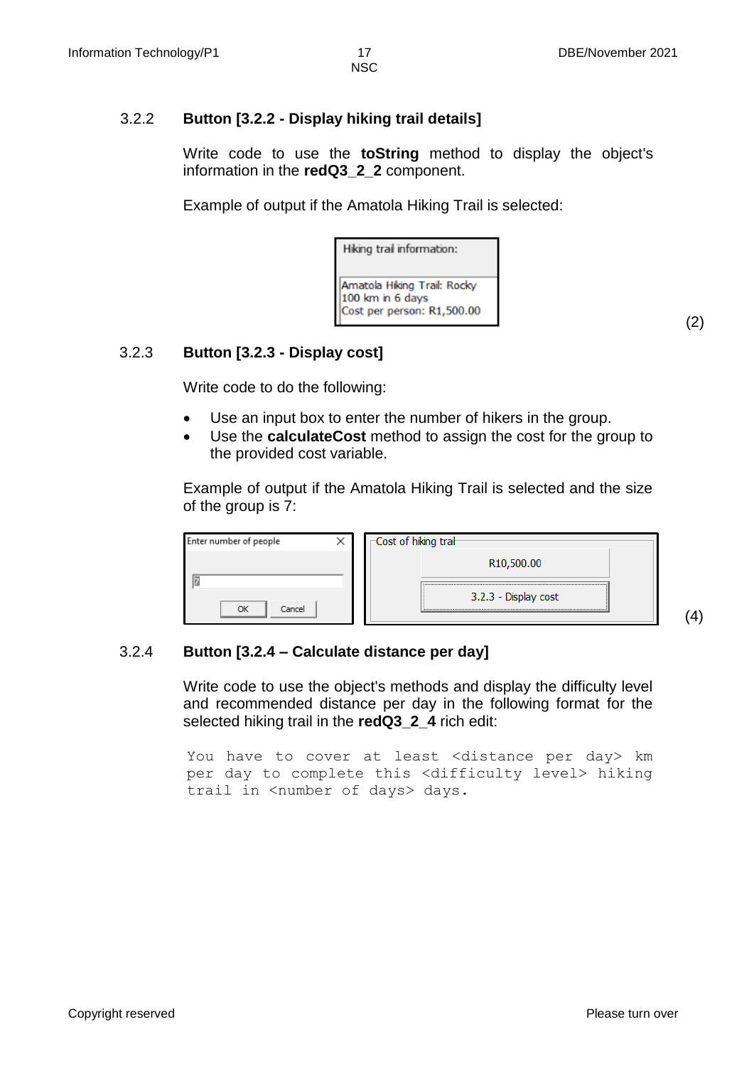### 3.2.2 Button [3.2.2 - Display hiking trail details]

Write code to use the **toString** method to display the object's information in the **redQ3_2_2** component.

Example of output if the Amatola Hiking Trail is selected:

```
Hiking trail information:

Amatola Hiking Trail: Rocky
100 km in 6 days
Cost per person: R1,500.00
```

(2)

### 3.2.3 Button [3.2.3 - Display cost]

Write code to do the following:

- Use an input box to enter the number of hikers in the group.
- Use the **calculateCost** method to assign the cost for the group to the provided cost variable.

Example of output if the Amatola Hiking Trail is selected and the size of the group is 7:

```
Enter number of people
7
OK   Cancel
```

```
Cost of hiking trail
R10,500.00
3.2.3 - Display cost
```

(4)

### 3.2.4 Button [3.2.4 – Calculate distance per day]

Write code to use the object's methods and display the difficulty level and recommended distance per day in the following format for the selected hiking trail in the **redQ3_2_4** rich edit:

```
You have to cover at least <distance per day> km
per day to complete this <difficulty level> hiking
trail in <number of days> days.
```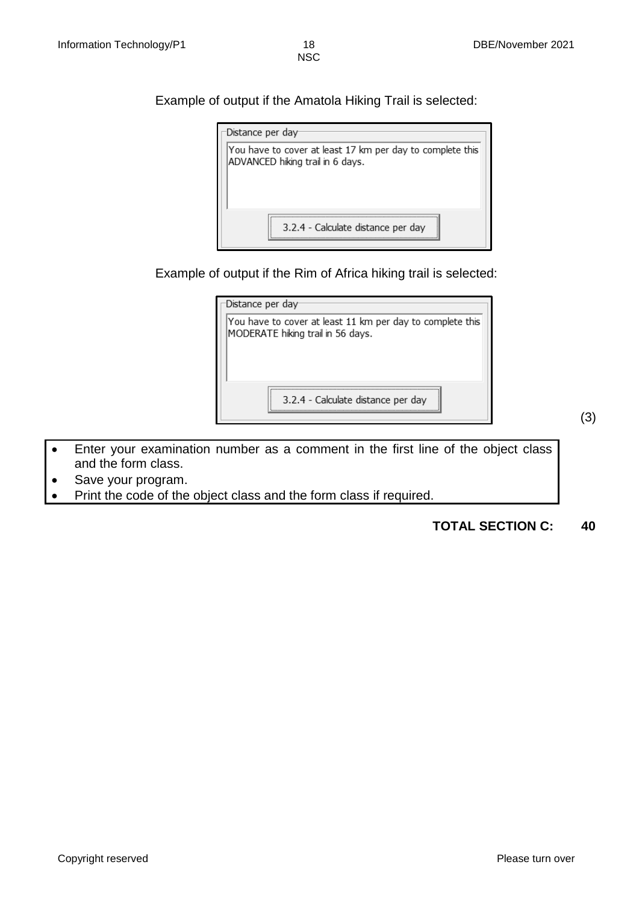Example of output if the Amatola Hiking Trail is selected:

```
Distance per day
You have to cover at least 17 km per day to complete this
ADVANCED hiking trail in 6 days.

[3.2.4 - Calculate distance per day]
```

Example of output if the Rim of Africa hiking trail is selected:

```
Distance per day
You have to cover at least 11 km per day to complete this
MODERATE hiking trail in 56 days.

[3.2.4 - Calculate distance per day]
```

(3)

- Enter your examination number as a comment in the first line of the object class and the form class.
- Save your program.
- Print the code of the object class and the form class if required.

**TOTAL SECTION C: 40**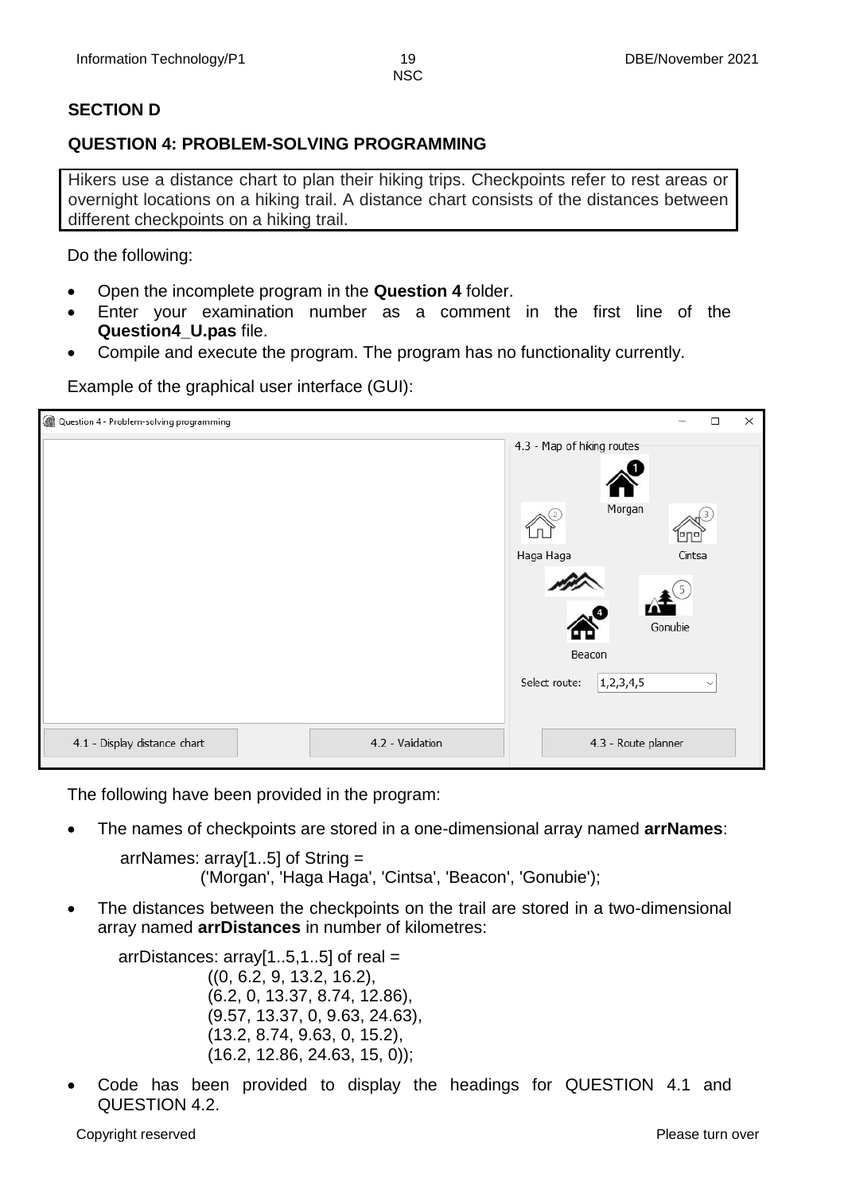## SECTION D

### QUESTION 4: PROBLEM-SOLVING PROGRAMMING

Hikers use a distance chart to plan their hiking trips. Checkpoints refer to rest areas or overnight locations on a hiking trail. A distance chart consists of the distances between different checkpoints on a hiking trail.

Do the following:

- Open the incomplete program in the **Question 4** folder.
- Enter your examination number as a comment in the first line of the **Question4_U.pas** file.
- Compile and execute the program. The program has no functionality currently.

Example of the graphical user interface (GUI):

The following have been provided in the program:

- The names of checkpoints are stored in a one-dimensional array named **arrNames**:

```
arrNames: array[1..5] of String =
        ('Morgan', 'Haga Haga', 'Cintsa', 'Beacon', 'Gonubie');
```

- The distances between the checkpoints on the trail are stored in a two-dimensional array named **arrDistances** in number of kilometres:

```
arrDistances: array[1..5,1..5] of real =
        ((0, 6.2, 9, 13.2, 16.2),
        (6.2, 0, 13.37, 8.74, 12.86),
        (9.57, 13.37, 0, 9.63, 24.63),
        (13.2, 8.74, 9.63, 0, 15.2),
        (16.2, 12.86, 24.63, 15, 0));
```

- Code has been provided to display the headings for QUESTION 4.1 and QUESTION 4.2.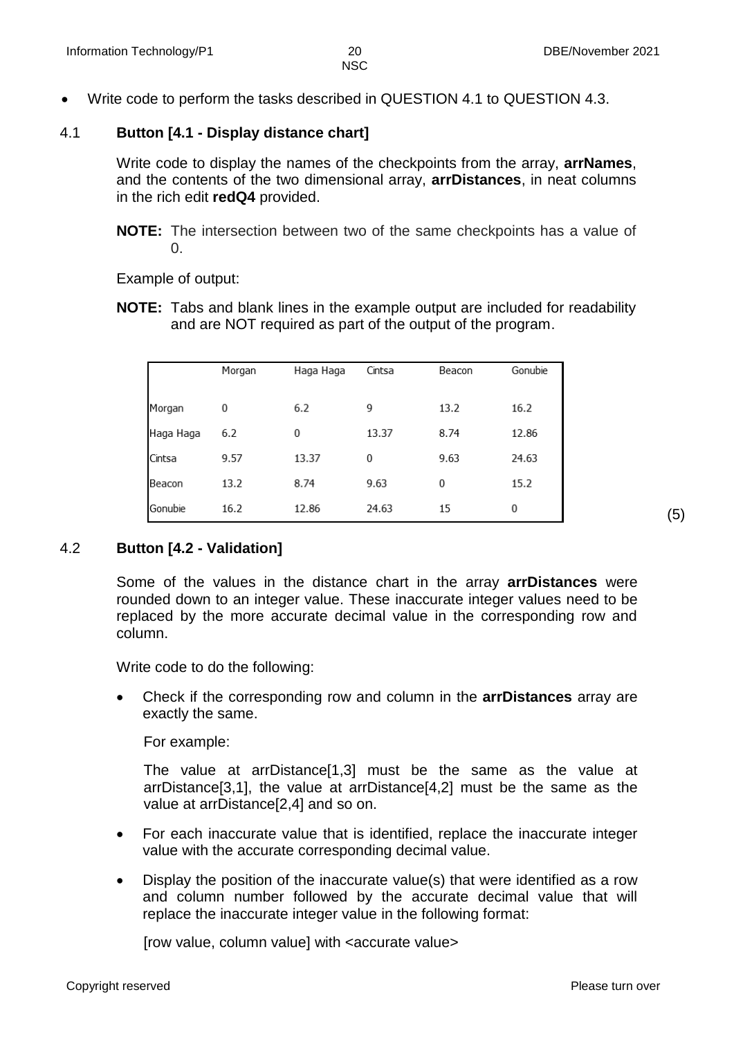- Write code to perform the tasks described in QUESTION 4.1 to QUESTION 4.3.

4.1 **Button [4.1 - Display distance chart]**

Write code to display the names of the checkpoints from the array, **arrNames**, and the contents of the two dimensional array, **arrDistances**, in neat columns in the rich edit **redQ4** provided.

**NOTE:** The intersection between two of the same checkpoints has a value of 0.

Example of output:

**NOTE:** Tabs and blank lines in the example output are included for readability and are NOT required as part of the output of the program.

| | Morgan | Haga Haga | Cintsa | Beacon | Gonubie |
|---|---|---|---|---|---|
| Morgan | 0 | 6.2 | 9 | 13.2 | 16.2 |
| Haga Haga | 6.2 | 0 | 13.37 | 8.74 | 12.86 |
| Cintsa | 9.57 | 13.37 | 0 | 9.63 | 24.63 |
| Beacon | 13.2 | 8.74 | 9.63 | 0 | 15.2 |
| Gonubie | 16.2 | 12.86 | 24.63 | 15 | 0 |

(5)

4.2 **Button [4.2 - Validation]**

Some of the values in the distance chart in the array **arrDistances** were rounded down to an integer value. These inaccurate integer values need to be replaced by the more accurate decimal value in the corresponding row and column.

Write code to do the following:

- Check if the corresponding row and column in the **arrDistances** array are exactly the same.

  For example:

  The value at arrDistance[1,3] must be the same as the value at arrDistance[3,1], the value at arrDistance[4,2] must be the same as the value at arrDistance[2,4] and so on.

- For each inaccurate value that is identified, replace the inaccurate integer value with the accurate corresponding decimal value.

- Display the position of the inaccurate value(s) that were identified as a row and column number followed by the accurate decimal value that will replace the inaccurate integer value in the following format:

  [row value, column value] with <accurate value>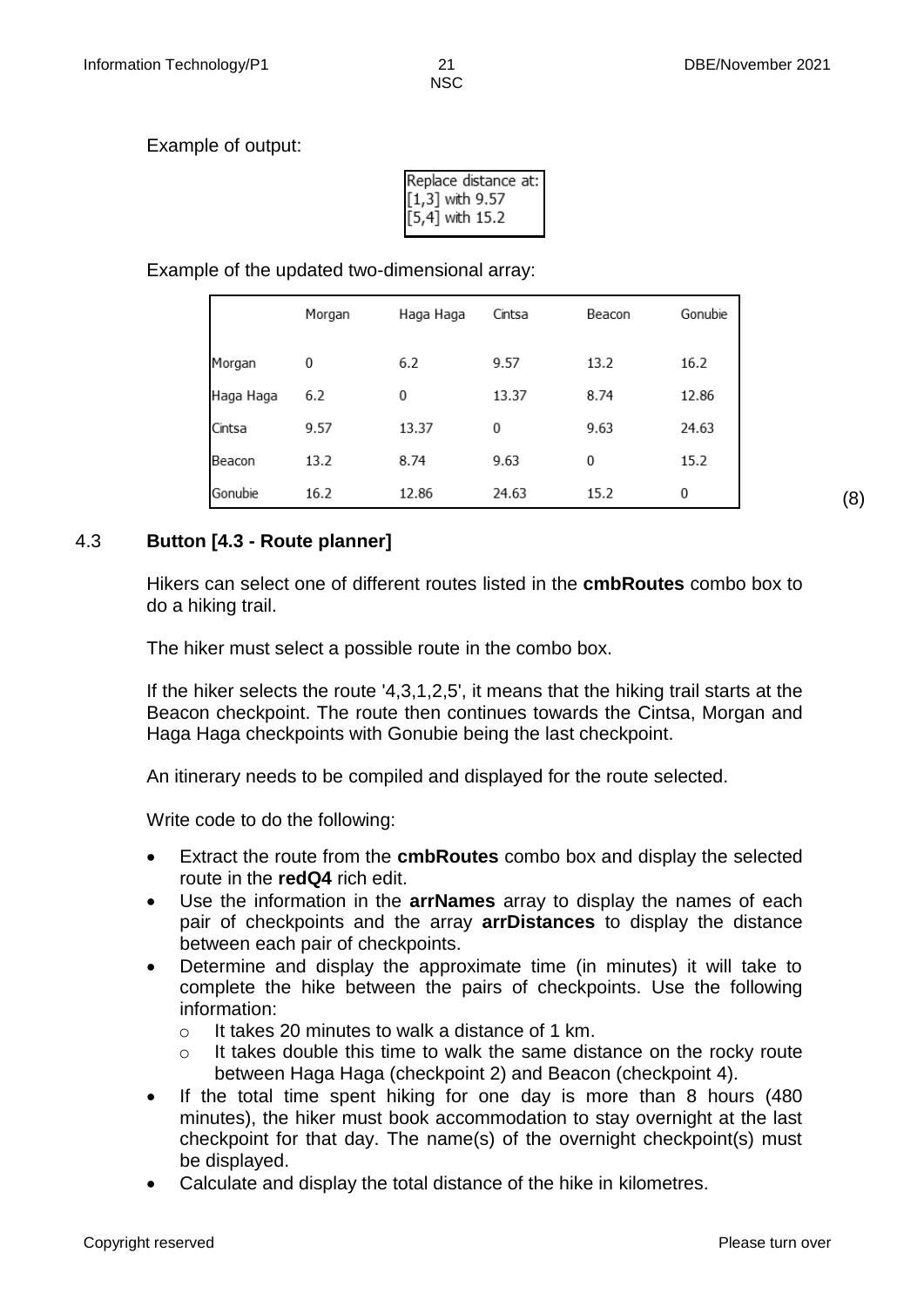Example of output:

```
Replace distance at:
[1,3] with 9.57
[5,4] with 15.2
```

Example of the updated two-dimensional array:

| | Morgan | Haga Haga | Cintsa | Beacon | Gonubie |
|---|---|---|---|---|---|
| Morgan | 0 | 6.2 | 9.57 | 13.2 | 16.2 |
| Haga Haga | 6.2 | 0 | 13.37 | 8.74 | 12.86 |
| Cintsa | 9.57 | 13.37 | 0 | 9.63 | 24.63 |
| Beacon | 13.2 | 8.74 | 9.63 | 0 | 15.2 |
| Gonubie | 16.2 | 12.86 | 24.63 | 15.2 | 0 |

(8)

### 4.3 **Button [4.3 - Route planner]**

Hikers can select one of different routes listed in the **cmbRoutes** combo box to do a hiking trail.

The hiker must select a possible route in the combo box.

If the hiker selects the route '4,3,1,2,5', it means that the hiking trail starts at the Beacon checkpoint. The route then continues towards the Cintsa, Morgan and Haga Haga checkpoints with Gonubie being the last checkpoint.

An itinerary needs to be compiled and displayed for the route selected.

Write code to do the following:

- Extract the route from the **cmbRoutes** combo box and display the selected route in the **redQ4** rich edit.
- Use the information in the **arrNames** array to display the names of each pair of checkpoints and the array **arrDistances** to display the distance between each pair of checkpoints.
- Determine and display the approximate time (in minutes) it will take to complete the hike between the pairs of checkpoints. Use the following information:
  - It takes 20 minutes to walk a distance of 1 km.
  - It takes double this time to walk the same distance on the rocky route between Haga Haga (checkpoint 2) and Beacon (checkpoint 4).
- If the total time spent hiking for one day is more than 8 hours (480 minutes), the hiker must book accommodation to stay overnight at the last checkpoint for that day. The name(s) of the overnight checkpoint(s) must be displayed.
- Calculate and display the total distance of the hike in kilometres.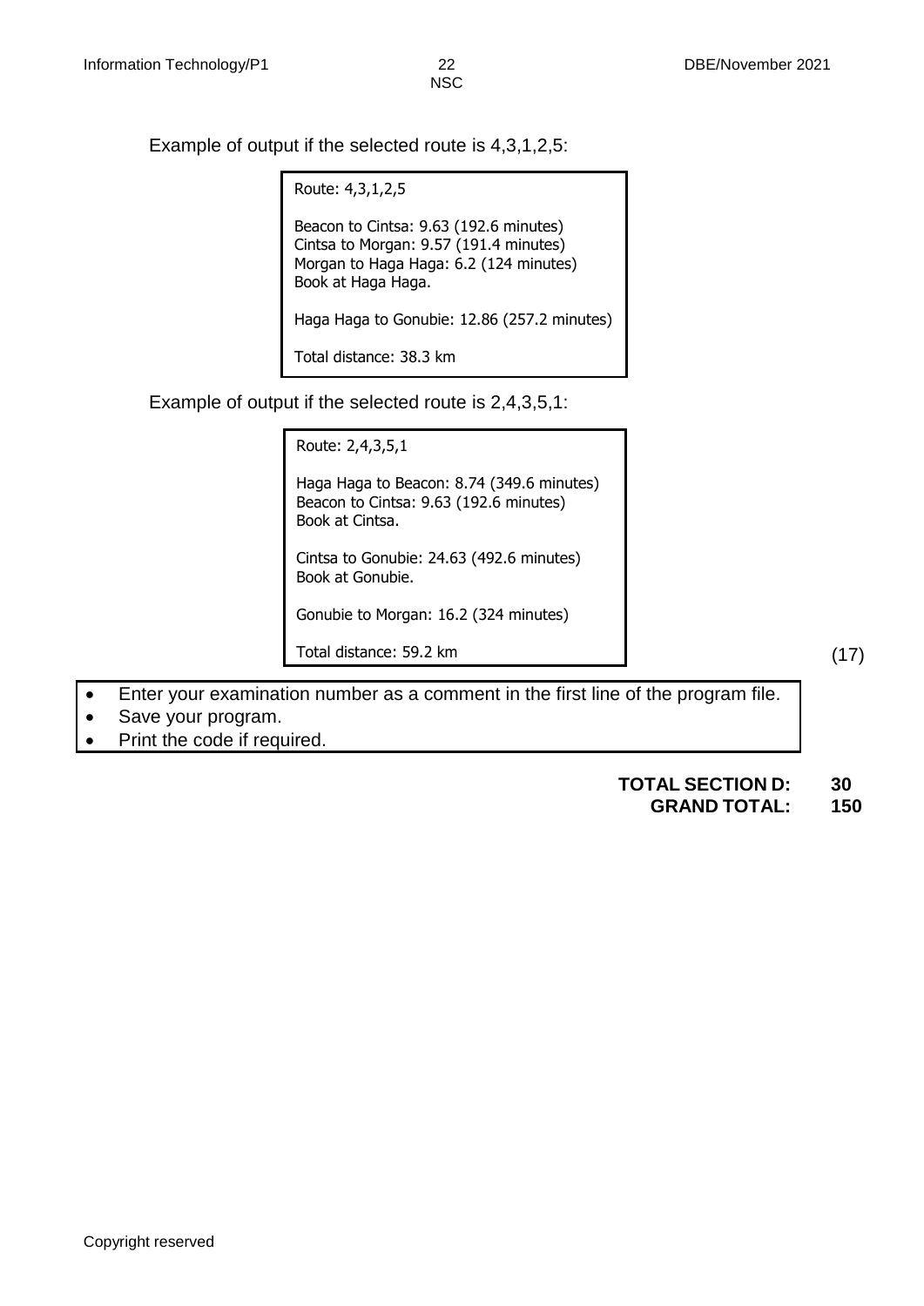Example of output if the selected route is 4,3,1,2,5:

```
Route: 4,3,1,2,5

Beacon to Cintsa: 9.63 (192.6 minutes)
Cintsa to Morgan: 9.57 (191.4 minutes)
Morgan to Haga Haga: 6.2 (124 minutes)
Book at Haga Haga.

Haga Haga to Gonubie: 12.86 (257.2 minutes)

Total distance: 38.3 km
```

Example of output if the selected route is 2,4,3,5,1:

```
Route: 2,4,3,5,1

Haga Haga to Beacon: 8.74 (349.6 minutes)
Beacon to Cintsa: 9.63 (192.6 minutes)
Book at Cintsa.

Cintsa to Gonubie: 24.63 (492.6 minutes)
Book at Gonubie.

Gonubie to Morgan: 16.2 (324 minutes)

Total distance: 59.2 km
```

(17)

- Enter your examination number as a comment in the first line of the program file.
- Save your program.
- Print the code if required.

**TOTAL SECTION D: 30**
**GRAND TOTAL: 150**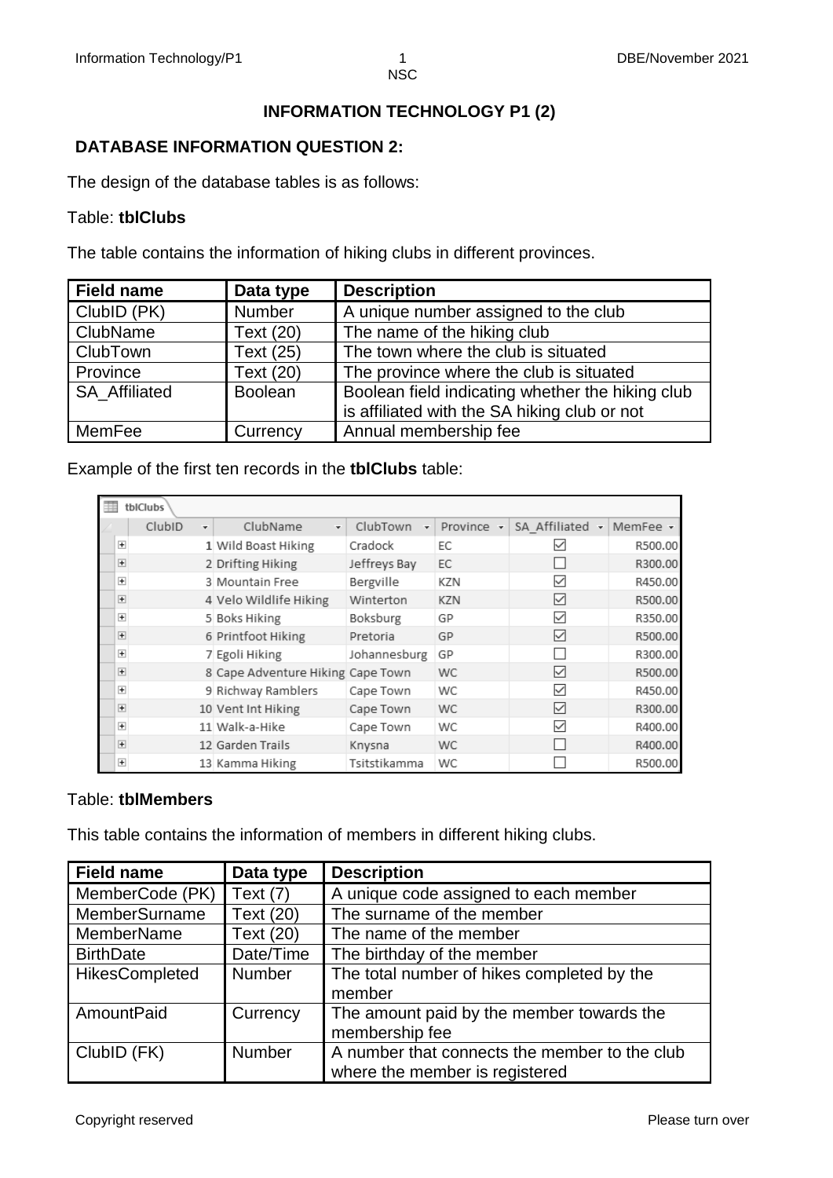# INFORMATION TECHNOLOGY P1 (2)

## DATABASE INFORMATION QUESTION 2:

The design of the database tables is as follows:

Table: **tblClubs**

The table contains the information of hiking clubs in different provinces.

| **Field name** | **Data type** | **Description** |
|---|---|---|
| ClubID (PK) | Number | A unique number assigned to the club |
| ClubName | Text (20) | The name of the hiking club |
| ClubTown | Text (25) | The town where the club is situated |
| Province | Text (20) | The province where the club is situated |
| SA_Affiliated | Boolean | Boolean field indicating whether the hiking club is affiliated with the SA hiking club or not |
| MemFee | Currency | Annual membership fee |

Example of the first ten records in the **tblClubs** table:

| ClubID | ClubName | ClubTown | Province | SA_Affiliated | MemFee |
|---|---|---|---|---|---|
| 1 | Wild Boast Hiking | Cradock | EC | ☑ | R500.00 |
| 2 | Drifting Hiking | Jeffreys Bay | EC | ☐ | R300.00 |
| 3 | Mountain Free | Bergville | KZN | ☑ | R450.00 |
| 4 | Velo Wildlife Hiking | Winterton | KZN | ☑ | R500.00 |
| 5 | Boks Hiking | Boksburg | GP | ☑ | R350.00 |
| 6 | Printfoot Hiking | Pretoria | GP | ☑ | R500.00 |
| 7 | Egoli Hiking | Johannesburg | GP | ☐ | R300.00 |
| 8 | Cape Adventure Hiking | Cape Town | WC | ☑ | R500.00 |
| 9 | Richway Ramblers | Cape Town | WC | ☑ | R450.00 |
| 10 | Vent Int Hiking | Cape Town | WC | ☑ | R300.00 |
| 11 | Walk-a-Hike | Cape Town | WC | ☑ | R400.00 |
| 12 | Garden Trails | Knysna | WC | ☐ | R400.00 |
| 13 | Kamma Hiking | Tsitstikamma | WC | ☐ | R500.00 |

Table: **tblMembers**

This table contains the information of members in different hiking clubs.

| **Field name** | **Data type** | **Description** |
|---|---|---|
| MemberCode (PK) | Text (7) | A unique code assigned to each member |
| MemberSurname | Text (20) | The surname of the member |
| MemberName | Text (20) | The name of the member |
| BirthDate | Date/Time | The birthday of the member |
| HikesCompleted | Number | The total number of hikes completed by the member |
| AmountPaid | Currency | The amount paid by the member towards the membership fee |
| ClubID (FK) | Number | A number that connects the member to the club where the member is registered |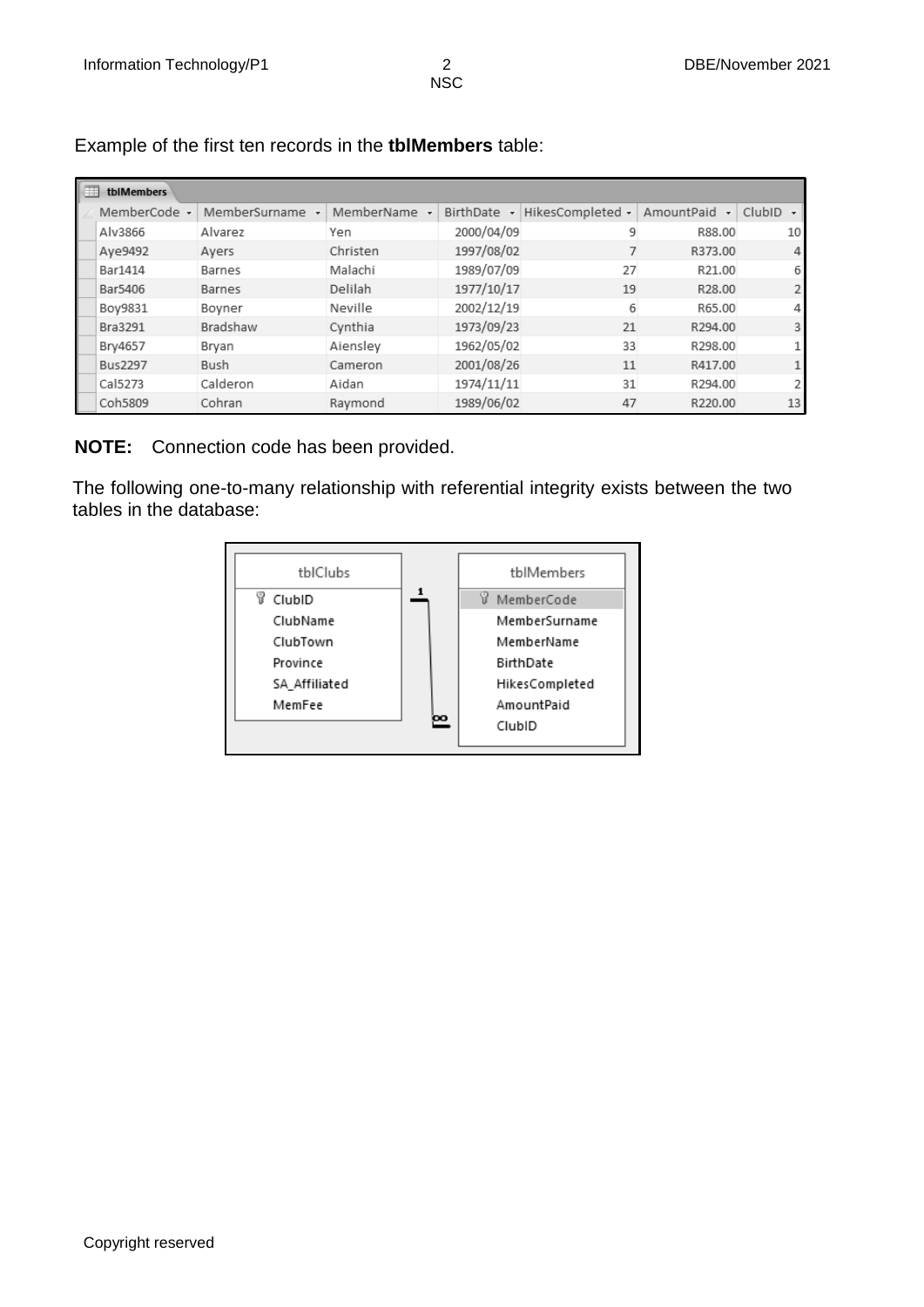Example of the first ten records in the **tblMembers** table:

| MemberCode | MemberSurname | MemberName | BirthDate | HikesCompleted | AmountPaid | ClubID |
|---|---|---|---|---|---|---|
| Alv3866 | Alvarez | Yen | 2000/04/09 | 9 | R88.00 | 10 |
| Aye9492 | Ayers | Christen | 1997/08/02 | 7 | R373.00 | 4 |
| Bar1414 | Barnes | Malachi | 1989/07/09 | 27 | R21.00 | 6 |
| Bar5406 | Barnes | Delilah | 1977/10/17 | 19 | R28.00 | 2 |
| Boy9831 | Boyner | Neville | 2002/12/19 | 6 | R65.00 | 4 |
| Bra3291 | Bradshaw | Cynthia | 1973/09/23 | 21 | R294.00 | 3 |
| Bry4657 | Bryan | Aiensley | 1962/05/02 | 33 | R298.00 | 1 |
| Bus2297 | Bush | Cameron | 2001/08/26 | 11 | R417.00 | 1 |
| Cal5273 | Calderon | Aidan | 1974/11/11 | 31 | R294.00 | 2 |
| Coh5809 | Cohran | Raymond | 1989/06/02 | 47 | R220.00 | 13 |

**NOTE:** Connection code has been provided.

The following one-to-many relationship with referential integrity exists between the two tables in the database:

tblClubs
- ClubID (key)
- ClubName
- ClubTown
- Province
- SA_Affiliated
- MemFee

1 — ∞

tblMembers
- MemberCode (key)
- MemberSurname
- MemberName
- BirthDate
- HikesCompleted
- AmountPaid
- ClubID